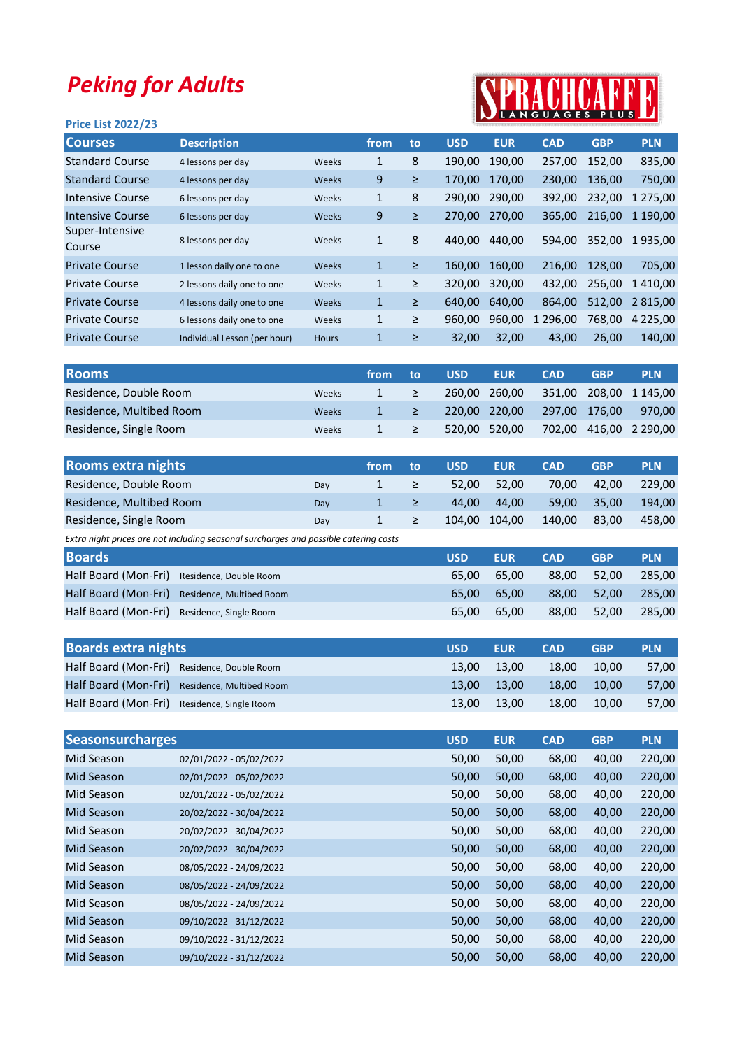# Peking for Adults

SPRACHCAFFE LANGUAGES PLUS

**Price List 2022/23**

| Courses | Description | | from | to | USD | EUR | CAD | GBP | PLN |
|---|---|---|---|---|---|---|---|---|---|
| Standard Course | 4 lessons per day | Weeks | 1 | 8 | 190,00 | 190,00 | 257,00 | 152,00 | 835,00 |
| Standard Course | 4 lessons per day | Weeks | 9 | ≥ | 170,00 | 170,00 | 230,00 | 136,00 | 750,00 |
| Intensive Course | 6 lessons per day | Weeks | 1 | 8 | 290,00 | 290,00 | 392,00 | 232,00 | 1 275,00 |
| Intensive Course | 6 lessons per day | Weeks | 9 | ≥ | 270,00 | 270,00 | 365,00 | 216,00 | 1 190,00 |
| Super-Intensive Course | 8 lessons per day | Weeks | 1 | 8 | 440,00 | 440,00 | 594,00 | 352,00 | 1 935,00 |
| Private Course | 1 lesson daily one to one | Weeks | 1 | ≥ | 160,00 | 160,00 | 216,00 | 128,00 | 705,00 |
| Private Course | 2 lessons daily one to one | Weeks | 1 | ≥ | 320,00 | 320,00 | 432,00 | 256,00 | 1 410,00 |
| Private Course | 4 lessons daily one to one | Weeks | 1 | ≥ | 640,00 | 640,00 | 864,00 | 512,00 | 2 815,00 |
| Private Course | 6 lessons daily one to one | Weeks | 1 | ≥ | 960,00 | 960,00 | 1 296,00 | 768,00 | 4 225,00 |
| Private Course | Individual Lesson (per hour) | Hours | 1 | ≥ | 32,00 | 32,00 | 43,00 | 26,00 | 140,00 |

| Rooms | | from | to | USD | EUR | CAD | GBP | PLN |
|---|---|---|---|---|---|---|---|---|
| Residence, Double Room | Weeks | 1 | ≥ | 260,00 | 260,00 | 351,00 | 208,00 | 1 145,00 |
| Residence, Multibed Room | Weeks | 1 | ≥ | 220,00 | 220,00 | 297,00 | 176,00 | 970,00 |
| Residence, Single Room | Weeks | 1 | ≥ | 520,00 | 520,00 | 702,00 | 416,00 | 2 290,00 |

| Rooms extra nights | | from | to | USD | EUR | CAD | GBP | PLN |
|---|---|---|---|---|---|---|---|---|
| Residence, Double Room | Day | 1 | ≥ | 52,00 | 52,00 | 70,00 | 42,00 | 229,00 |
| Residence, Multibed Room | Day | 1 | ≥ | 44,00 | 44,00 | 59,00 | 35,00 | 194,00 |
| Residence, Single Room | Day | 1 | ≥ | 104,00 | 104,00 | 140,00 | 83,00 | 458,00 |

*Extra night prices are not including seasonal surcharges and possible catering costs*

| Boards | | USD | EUR | CAD | GBP | PLN |
|---|---|---|---|---|---|---|
| Half Board (Mon-Fri) | Residence, Double Room | 65,00 | 65,00 | 88,00 | 52,00 | 285,00 |
| Half Board (Mon-Fri) | Residence, Multibed Room | 65,00 | 65,00 | 88,00 | 52,00 | 285,00 |
| Half Board (Mon-Fri) | Residence, Single Room | 65,00 | 65,00 | 88,00 | 52,00 | 285,00 |

| Boards extra nights | | USD | EUR | CAD | GBP | PLN |
|---|---|---|---|---|---|---|
| Half Board (Mon-Fri) | Residence, Double Room | 13,00 | 13,00 | 18,00 | 10,00 | 57,00 |
| Half Board (Mon-Fri) | Residence, Multibed Room | 13,00 | 13,00 | 18,00 | 10,00 | 57,00 |
| Half Board (Mon-Fri) | Residence, Single Room | 13,00 | 13,00 | 18,00 | 10,00 | 57,00 |

| Seasonsurcharges | | USD | EUR | CAD | GBP | PLN |
|---|---|---|---|---|---|---|
| Mid Season | 02/01/2022 - 05/02/2022 | 50,00 | 50,00 | 68,00 | 40,00 | 220,00 |
| Mid Season | 02/01/2022 - 05/02/2022 | 50,00 | 50,00 | 68,00 | 40,00 | 220,00 |
| Mid Season | 02/01/2022 - 05/02/2022 | 50,00 | 50,00 | 68,00 | 40,00 | 220,00 |
| Mid Season | 20/02/2022 - 30/04/2022 | 50,00 | 50,00 | 68,00 | 40,00 | 220,00 |
| Mid Season | 20/02/2022 - 30/04/2022 | 50,00 | 50,00 | 68,00 | 40,00 | 220,00 |
| Mid Season | 20/02/2022 - 30/04/2022 | 50,00 | 50,00 | 68,00 | 40,00 | 220,00 |
| Mid Season | 08/05/2022 - 24/09/2022 | 50,00 | 50,00 | 68,00 | 40,00 | 220,00 |
| Mid Season | 08/05/2022 - 24/09/2022 | 50,00 | 50,00 | 68,00 | 40,00 | 220,00 |
| Mid Season | 08/05/2022 - 24/09/2022 | 50,00 | 50,00 | 68,00 | 40,00 | 220,00 |
| Mid Season | 09/10/2022 - 31/12/2022 | 50,00 | 50,00 | 68,00 | 40,00 | 220,00 |
| Mid Season | 09/10/2022 - 31/12/2022 | 50,00 | 50,00 | 68,00 | 40,00 | 220,00 |
| Mid Season | 09/10/2022 - 31/12/2022 | 50,00 | 50,00 | 68,00 | 40,00 | 220,00 |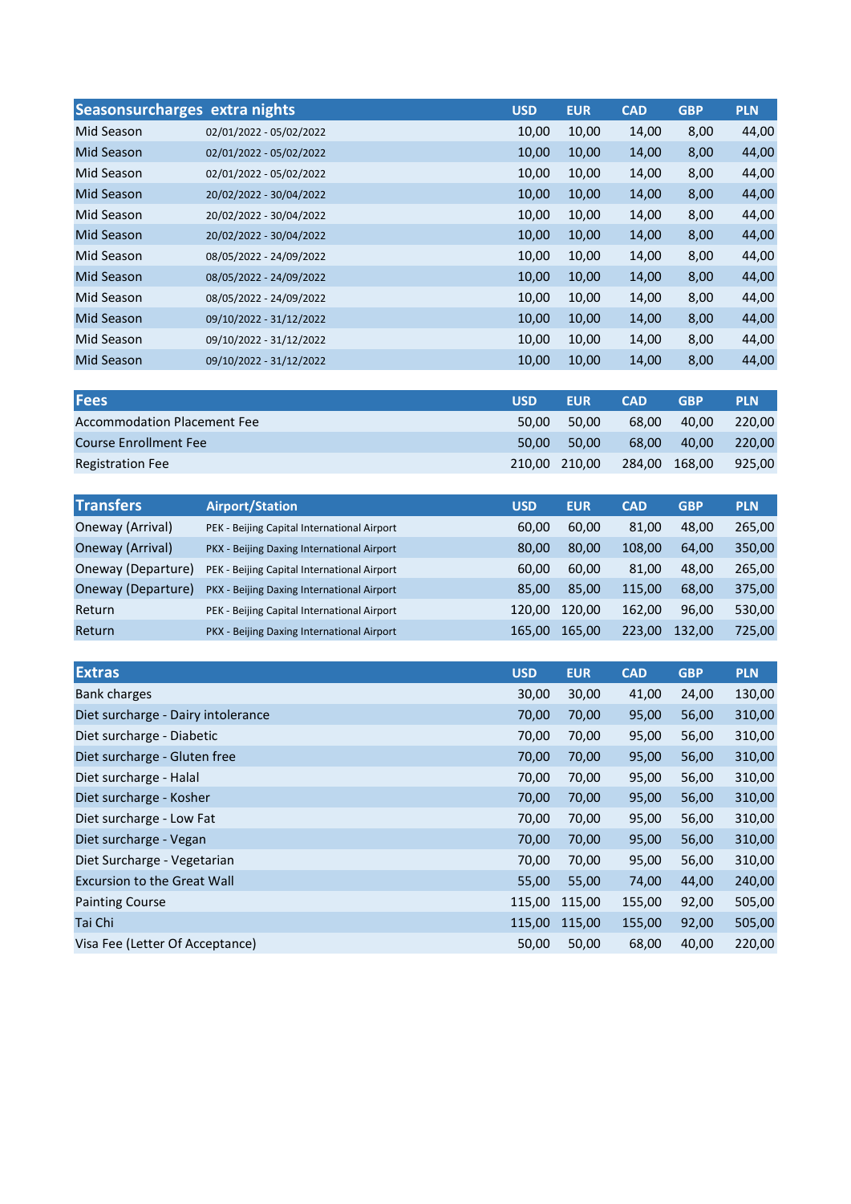| Seasonsurcharges | extra nights | USD | EUR | CAD | GBP | PLN |
|---|---|---|---|---|---|---|
| Mid Season | 02/01/2022 - 05/02/2022 | 10,00 | 10,00 | 14,00 | 8,00 | 44,00 |
| Mid Season | 02/01/2022 - 05/02/2022 | 10,00 | 10,00 | 14,00 | 8,00 | 44,00 |
| Mid Season | 02/01/2022 - 05/02/2022 | 10,00 | 10,00 | 14,00 | 8,00 | 44,00 |
| Mid Season | 20/02/2022 - 30/04/2022 | 10,00 | 10,00 | 14,00 | 8,00 | 44,00 |
| Mid Season | 20/02/2022 - 30/04/2022 | 10,00 | 10,00 | 14,00 | 8,00 | 44,00 |
| Mid Season | 20/02/2022 - 30/04/2022 | 10,00 | 10,00 | 14,00 | 8,00 | 44,00 |
| Mid Season | 08/05/2022 - 24/09/2022 | 10,00 | 10,00 | 14,00 | 8,00 | 44,00 |
| Mid Season | 08/05/2022 - 24/09/2022 | 10,00 | 10,00 | 14,00 | 8,00 | 44,00 |
| Mid Season | 08/05/2022 - 24/09/2022 | 10,00 | 10,00 | 14,00 | 8,00 | 44,00 |
| Mid Season | 09/10/2022 - 31/12/2022 | 10,00 | 10,00 | 14,00 | 8,00 | 44,00 |
| Mid Season | 09/10/2022 - 31/12/2022 | 10,00 | 10,00 | 14,00 | 8,00 | 44,00 |
| Mid Season | 09/10/2022 - 31/12/2022 | 10,00 | 10,00 | 14,00 | 8,00 | 44,00 |

| Fees | USD | EUR | CAD | GBP | PLN |
|---|---|---|---|---|---|
| Accommodation Placement Fee | 50,00 | 50,00 | 68,00 | 40,00 | 220,00 |
| Course Enrollment Fee | 50,00 | 50,00 | 68,00 | 40,00 | 220,00 |
| Registration Fee | 210,00 | 210,00 | 284,00 | 168,00 | 925,00 |

| Transfers | Airport/Station | USD | EUR | CAD | GBP | PLN |
|---|---|---|---|---|---|---|
| Oneway (Arrival) | PEK - Beijing Capital International Airport | 60,00 | 60,00 | 81,00 | 48,00 | 265,00 |
| Oneway (Arrival) | PKX - Beijing Daxing International Airport | 80,00 | 80,00 | 108,00 | 64,00 | 350,00 |
| Oneway (Departure) | PEK - Beijing Capital International Airport | 60,00 | 60,00 | 81,00 | 48,00 | 265,00 |
| Oneway (Departure) | PKX - Beijing Daxing International Airport | 85,00 | 85,00 | 115,00 | 68,00 | 375,00 |
| Return | PEK - Beijing Capital International Airport | 120,00 | 120,00 | 162,00 | 96,00 | 530,00 |
| Return | PKX - Beijing Daxing International Airport | 165,00 | 165,00 | 223,00 | 132,00 | 725,00 |

| Extras | USD | EUR | CAD | GBP | PLN |
|---|---|---|---|---|---|
| Bank charges | 30,00 | 30,00 | 41,00 | 24,00 | 130,00 |
| Diet surcharge - Dairy intolerance | 70,00 | 70,00 | 95,00 | 56,00 | 310,00 |
| Diet surcharge - Diabetic | 70,00 | 70,00 | 95,00 | 56,00 | 310,00 |
| Diet surcharge - Gluten free | 70,00 | 70,00 | 95,00 | 56,00 | 310,00 |
| Diet surcharge - Halal | 70,00 | 70,00 | 95,00 | 56,00 | 310,00 |
| Diet surcharge - Kosher | 70,00 | 70,00 | 95,00 | 56,00 | 310,00 |
| Diet surcharge - Low Fat | 70,00 | 70,00 | 95,00 | 56,00 | 310,00 |
| Diet surcharge - Vegan | 70,00 | 70,00 | 95,00 | 56,00 | 310,00 |
| Diet Surcharge - Vegetarian | 70,00 | 70,00 | 95,00 | 56,00 | 310,00 |
| Excursion to the Great Wall | 55,00 | 55,00 | 74,00 | 44,00 | 240,00 |
| Painting Course | 115,00 | 115,00 | 155,00 | 92,00 | 505,00 |
| Tai Chi | 115,00 | 115,00 | 155,00 | 92,00 | 505,00 |
| Visa Fee (Letter Of Acceptance) | 50,00 | 50,00 | 68,00 | 40,00 | 220,00 |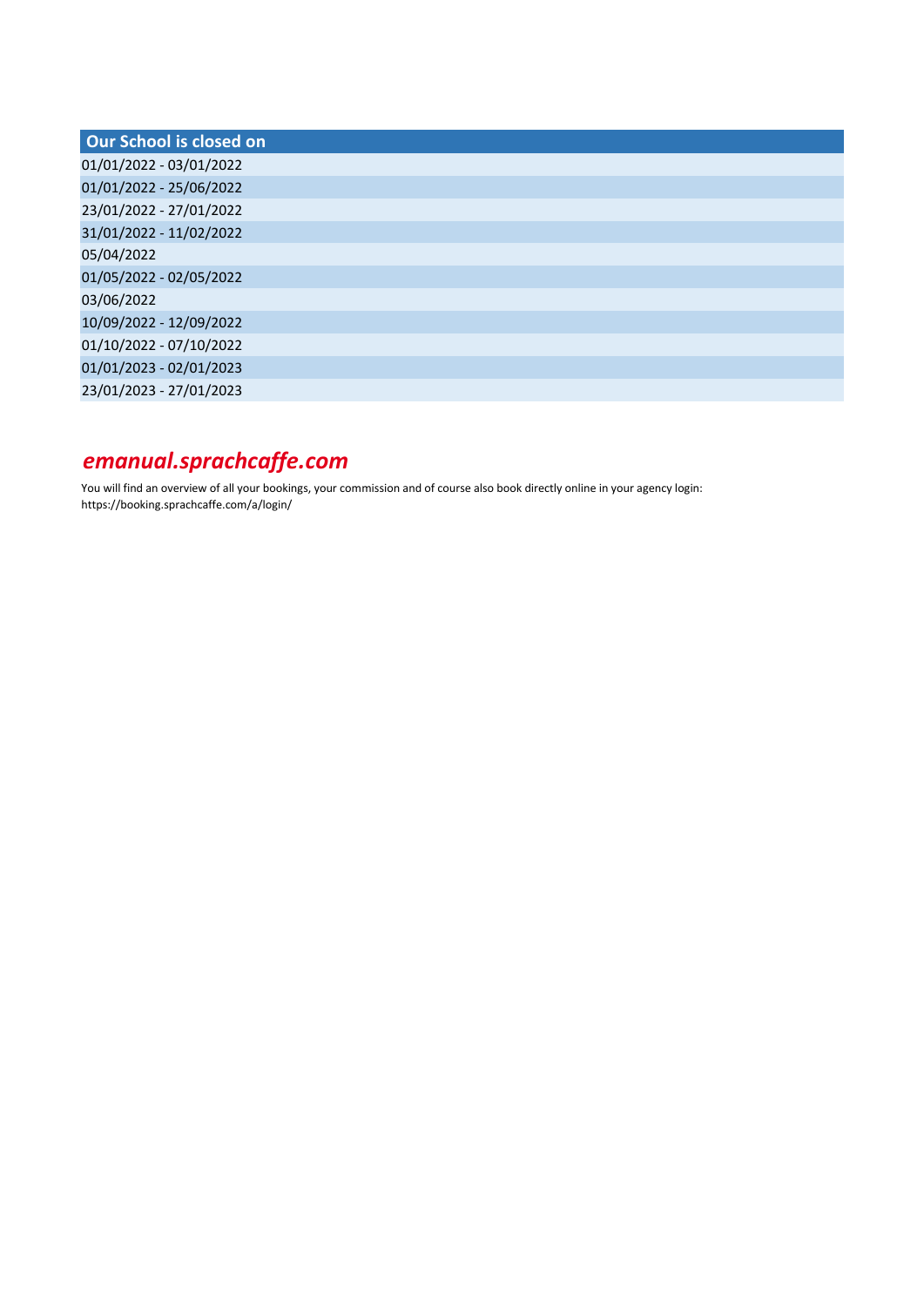| Our School is closed on |
|---|
| 01/01/2022 - 03/01/2022 |
| 01/01/2022 - 25/06/2022 |
| 23/01/2022 - 27/01/2022 |
| 31/01/2022 - 11/02/2022 |
| 05/04/2022 |
| 01/05/2022 - 02/05/2022 |
| 03/06/2022 |
| 10/09/2022 - 12/09/2022 |
| 01/10/2022 - 07/10/2022 |
| 01/01/2023 - 02/01/2023 |
| 23/01/2023 - 27/01/2023 |

## *emanual.sprachcaffe.com*

You will find an overview of all your bookings, your commission and of course also book directly online in your agency login:
https://booking.sprachcaffe.com/a/login/